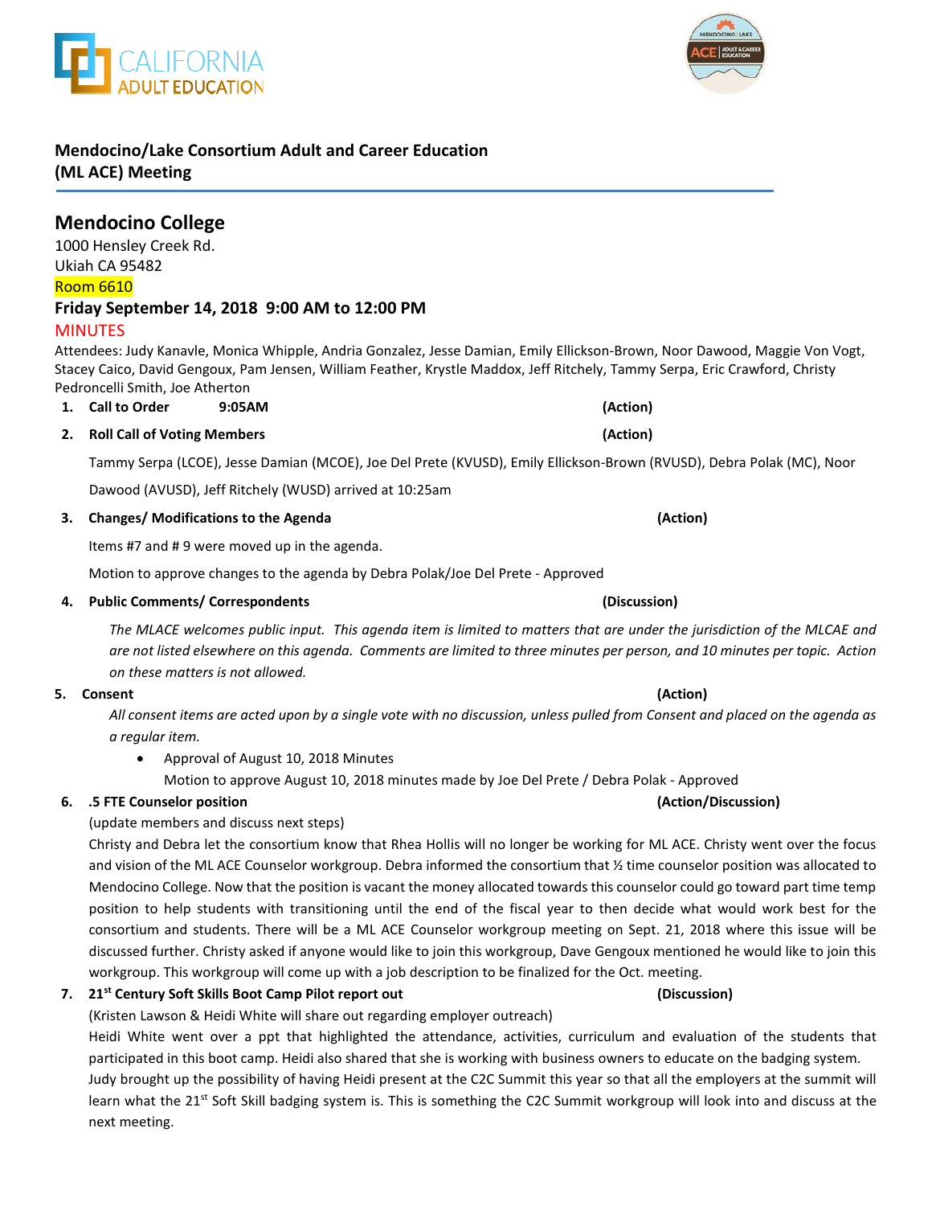## Mendocino/Lake Consortium Adult and Career Education (ML ACE) Meeting

## Mendocino College

1000 Hensley Creek Rd.
Ukiah CA 95482
Room 6610

**Friday September 14, 2018 9:00 AM to 12:00 PM**

MINUTES

Attendees: Judy Kanavle, Monica Whipple, Andria Gonzalez, Jesse Damian, Emily Ellickson-Brown, Noor Dawood, Maggie Von Vogt, Stacey Caico, David Gengoux, Pam Jensen, William Feather, Krystle Maddox, Jeff Ritchely, Tammy Serpa, Eric Crawford, Christy Pedroncelli Smith, Joe Atherton

1. **Call to Order 9:05AM** **(Action)**

2. **Roll Call of Voting Members** **(Action)**

   Tammy Serpa (LCOE), Jesse Damian (MCOE), Joe Del Prete (KVUSD), Emily Ellickson-Brown (RVUSD), Debra Polak (MC), Noor Dawood (AVUSD), Jeff Ritchely (WUSD) arrived at 10:25am

3. **Changes/ Modifications to the Agenda** **(Action)**

   Items #7 and # 9 were moved up in the agenda.

   Motion to approve changes to the agenda by Debra Polak/Joe Del Prete - Approved

4. **Public Comments/ Correspondents** **(Discussion)**

   *The MLACE welcomes public input. This agenda item is limited to matters that are under the jurisdiction of the MLCAE and are not listed elsewhere on this agenda. Comments are limited to three minutes per person, and 10 minutes per topic. Action on these matters is not allowed.*

5. **Consent** **(Action)**

   *All consent items are acted upon by a single vote with no discussion, unless pulled from Consent and placed on the agenda as a regular item.*

   - Approval of August 10, 2018 Minutes

     Motion to approve August 10, 2018 minutes made by Joe Del Prete / Debra Polak - Approved

6. **.5 FTE Counselor position** **(Action/Discussion)**

   (update members and discuss next steps)

   Christy and Debra let the consortium know that Rhea Hollis will no longer be working for ML ACE. Christy went over the focus and vision of the ML ACE Counselor workgroup. Debra informed the consortium that ½ time counselor position was allocated to Mendocino College. Now that the position is vacant the money allocated towards this counselor could go toward part time temp position to help students with transitioning until the end of the fiscal year to then decide what would work best for the consortium and students. There will be a ML ACE Counselor workgroup meeting on Sept. 21, 2018 where this issue will be discussed further. Christy asked if anyone would like to join this workgroup, Dave Gengoux mentioned he would like to join this workgroup. This workgroup will come up with a job description to be finalized for the Oct. meeting.

7. **21st Century Soft Skills Boot Camp Pilot report out** **(Discussion)**

   (Kristen Lawson & Heidi White will share out regarding employer outreach)

   Heidi White went over a ppt that highlighted the attendance, activities, curriculum and evaluation of the students that participated in this boot camp. Heidi also shared that she is working with business owners to educate on the badging system. Judy brought up the possibility of having Heidi present at the C2C Summit this year so that all the employers at the summit will learn what the 21st Soft Skill badging system is. This is something the C2C Summit workgroup will look into and discuss at the next meeting.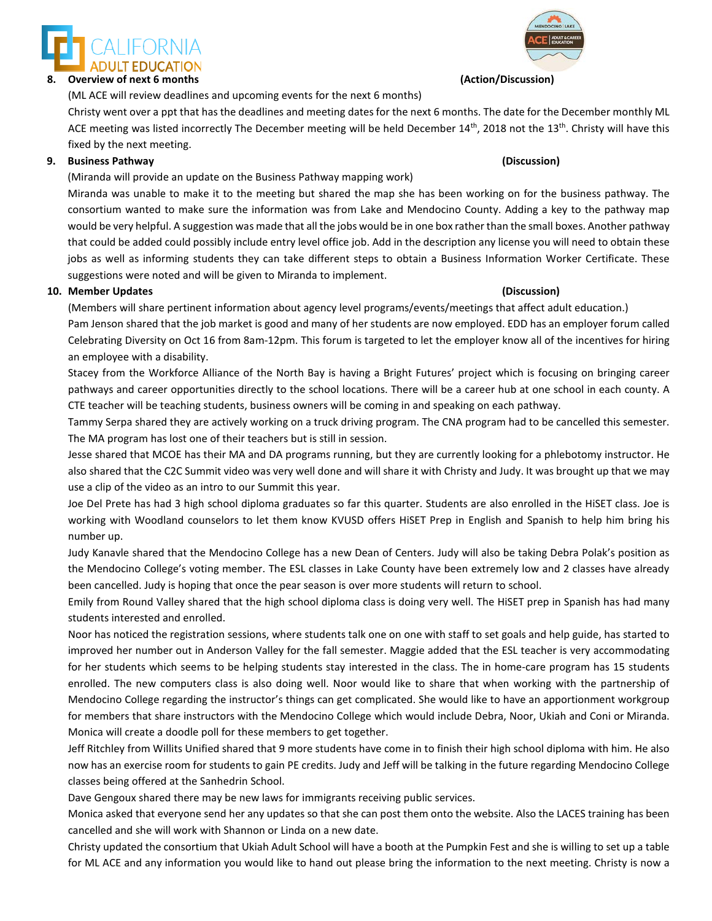**8. Overview of next 6 months (Action/Discussion)**

(ML ACE will review deadlines and upcoming events for the next 6 months)

Christy went over a ppt that has the deadlines and meeting dates for the next 6 months. The date for the December monthly ML ACE meeting was listed incorrectly The December meeting will be held December 14th, 2018 not the 13th. Christy will have this fixed by the next meeting.

**9. Business Pathway (Discussion)**

(Miranda will provide an update on the Business Pathway mapping work)

Miranda was unable to make it to the meeting but shared the map she has been working on for the business pathway. The consortium wanted to make sure the information was from Lake and Mendocino County. Adding a key to the pathway map would be very helpful. A suggestion was made that all the jobs would be in one box rather than the small boxes. Another pathway that could be added could possibly include entry level office job. Add in the description any license you will need to obtain these jobs as well as informing students they can take different steps to obtain a Business Information Worker Certificate. These suggestions were noted and will be given to Miranda to implement.

**10. Member Updates (Discussion)**

(Members will share pertinent information about agency level programs/events/meetings that affect adult education.)

Pam Jenson shared that the job market is good and many of her students are now employed. EDD has an employer forum called Celebrating Diversity on Oct 16 from 8am-12pm. This forum is targeted to let the employer know all of the incentives for hiring an employee with a disability.

Stacey from the Workforce Alliance of the North Bay is having a Bright Futures' project which is focusing on bringing career pathways and career opportunities directly to the school locations. There will be a career hub at one school in each county. A CTE teacher will be teaching students, business owners will be coming in and speaking on each pathway.

Tammy Serpa shared they are actively working on a truck driving program. The CNA program had to be cancelled this semester. The MA program has lost one of their teachers but is still in session.

Jesse shared that MCOE has their MA and DA programs running, but they are currently looking for a phlebotomy instructor. He also shared that the C2C Summit video was very well done and will share it with Christy and Judy. It was brought up that we may use a clip of the video as an intro to our Summit this year.

Joe Del Prete has had 3 high school diploma graduates so far this quarter. Students are also enrolled in the HiSET class. Joe is working with Woodland counselors to let them know KVUSD offers HiSET Prep in English and Spanish to help him bring his number up.

Judy Kanavle shared that the Mendocino College has a new Dean of Centers. Judy will also be taking Debra Polak's position as the Mendocino College's voting member. The ESL classes in Lake County have been extremely low and 2 classes have already been cancelled. Judy is hoping that once the pear season is over more students will return to school.

Emily from Round Valley shared that the high school diploma class is doing very well. The HiSET prep in Spanish has had many students interested and enrolled.

Noor has noticed the registration sessions, where students talk one on one with staff to set goals and help guide, has started to improved her number out in Anderson Valley for the fall semester. Maggie added that the ESL teacher is very accommodating for her students which seems to be helping students stay interested in the class. The in home-care program has 15 students enrolled. The new computers class is also doing well. Noor would like to share that when working with the partnership of Mendocino College regarding the instructor's things can get complicated. She would like to have an apportionment workgroup for members that share instructors with the Mendocino College which would include Debra, Noor, Ukiah and Coni or Miranda. Monica will create a doodle poll for these members to get together.

Jeff Ritchley from Willits Unified shared that 9 more students have come in to finish their high school diploma with him. He also now has an exercise room for students to gain PE credits. Judy and Jeff will be talking in the future regarding Mendocino College classes being offered at the Sanhedrin School.

Dave Gengoux shared there may be new laws for immigrants receiving public services.

Monica asked that everyone send her any updates so that she can post them onto the website. Also the LACES training has been cancelled and she will work with Shannon or Linda on a new date.

Christy updated the consortium that Ukiah Adult School will have a booth at the Pumpkin Fest and she is willing to set up a table for ML ACE and any information you would like to hand out please bring the information to the next meeting. Christy is now a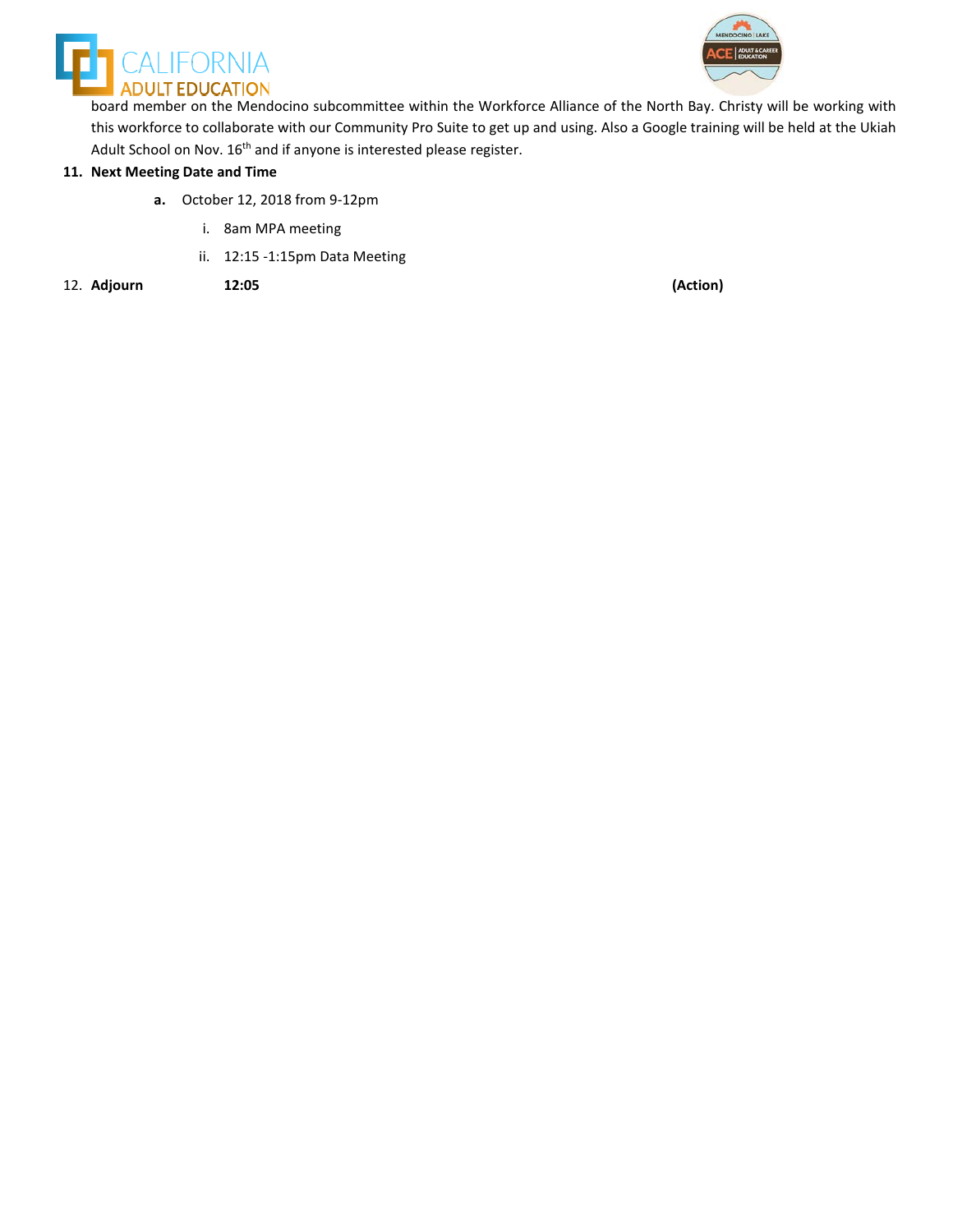board member on the Mendocino subcommittee within the Workforce Alliance of the North Bay. Christy will be working with this workforce to collaborate with our Community Pro Suite to get up and using. Also a Google training will be held at the Ukiah Adult School on Nov. 16th and if anyone is interested please register.

**11. Next Meeting Date and Time**

- **a.** October 12, 2018 from 9-12pm
  - i. 8am MPA meeting
  - ii. 12:15 -1:15pm Data Meeting

12. **Adjourn** **12:05** **(Action)**